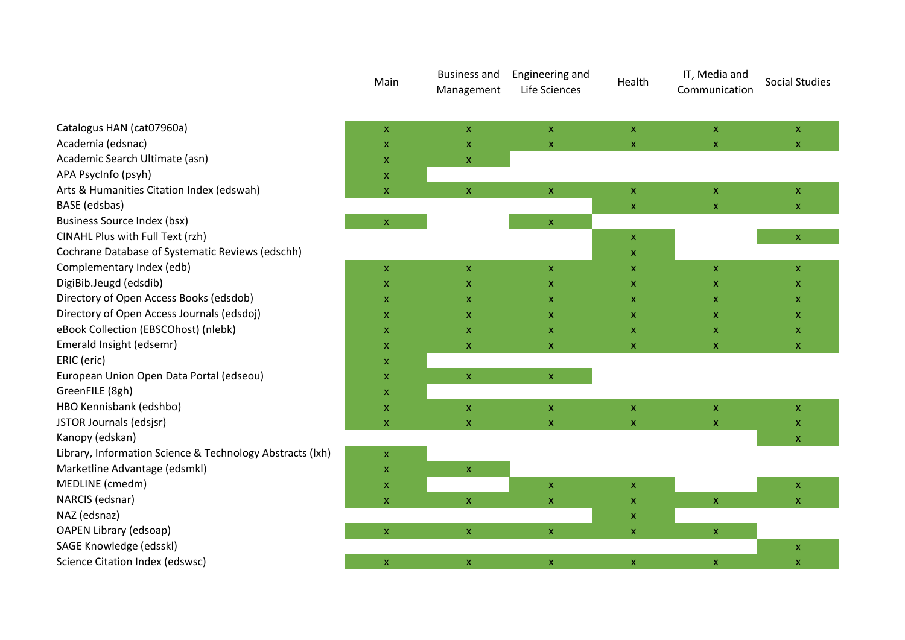| | Main | Business and Management | Engineering and Life Sciences | Health | IT, Media and Communication | Social Studies |
|---|---|---|---|---|---|---|
| Catalogus HAN (cat07960a) | x | x | x | x | x | x |
| Academia (edsnac) | x | x | x | x | x | x |
| Academic Search Ultimate (asn) | x | x | | | | |
| APA PsycInfo (psyh) | x | | | | | |
| Arts & Humanities Citation Index (edswah) | x | x | x | x | x | x |
| BASE (edsbas) | | | | x | x | x |
| Business Source Index (bsx) | x | | x | | | |
| CINAHL Plus with Full Text (rzh) | | | | x | | x |
| Cochrane Database of Systematic Reviews (edschh) | | | | x | | |
| Complementary Index (edb) | x | x | x | x | x | x |
| DigiBib.Jeugd (edsdib) | x | x | x | x | x | x |
| Directory of Open Access Books (edsdob) | x | x | x | x | x | x |
| Directory of Open Access Journals (edsdoj) | x | x | x | x | x | x |
| eBook Collection (EBSCOhost) (nlebk) | x | x | x | x | x | x |
| Emerald Insight (edsemr) | x | x | x | x | x | x |
| ERIC (eric) | x | | | | | |
| European Union Open Data Portal (edseou) | x | x | x | | | |
| GreenFILE (8gh) | x | | | | | |
| HBO Kennisbank (edshbo) | x | x | x | x | x | x |
| JSTOR Journals (edsjsr) | x | x | x | x | x | x |
| Kanopy (edskan) | | | | | | x |
| Library, Information Science & Technology Abstracts (lxh) | x | | | | | |
| Marketline Advantage (edsmkl) | x | x | | | | |
| MEDLINE (cmedm) | x | | x | x | | x |
| NARCIS (edsnar) | x | x | x | x | x | x |
| NAZ (edsnaz) | | | | x | | |
| OAPEN Library (edsoap) | x | x | x | x | x | |
| SAGE Knowledge (edsskl) | | | | | | x |
| Science Citation Index (edswsc) | x | x | x | x | x | x |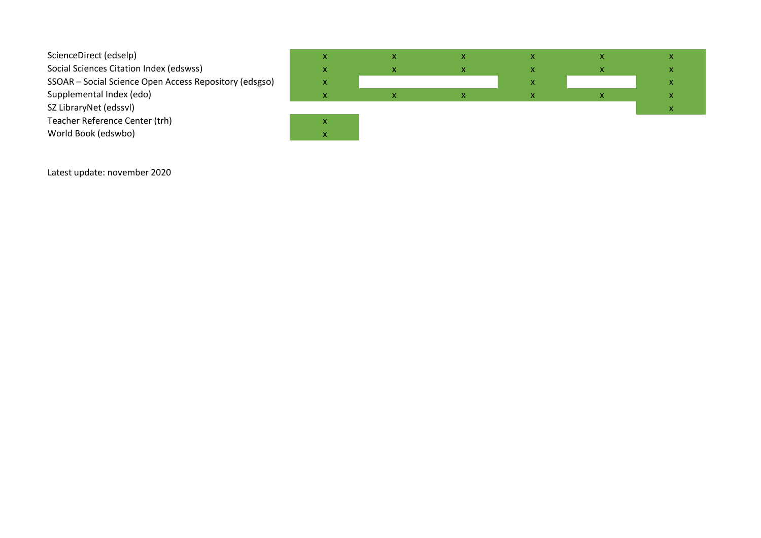| | | | | | | |
|---|---|---|---|---|---|---|
| ScienceDirect (edselp) | x | x | x | x | x | x |
| Social Sciences Citation Index (edswss) | x | x | x | x | x | x |
| SSOAR – Social Science Open Access Repository (edsgso) | x | | | x | | x |
| Supplemental Index (edo) | x | x | x | x | x | x |
| SZ LibraryNet (edssvl) | | | | | | x |
| Teacher Reference Center (trh) | x | | | | | |
| World Book (edswbo) | x | | | | | |

Latest update: november 2020